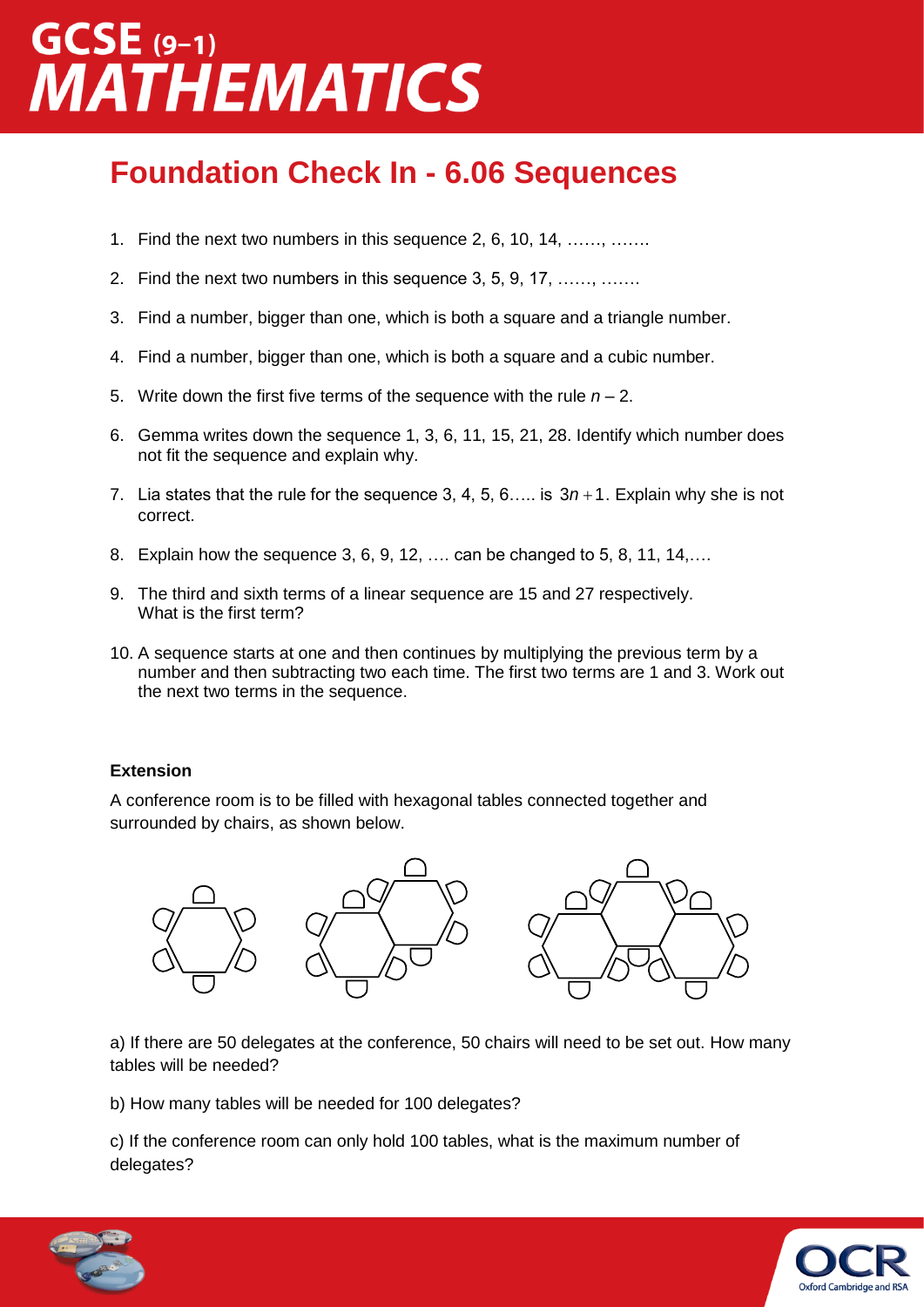# GCSE (9–1) MATHEMATICS

## Foundation Check In - 6.06 Sequences

1. Find the next two numbers in this sequence 2, 6, 10, 14, ……, …….
2. Find the next two numbers in this sequence 3, 5, 9, 17, ……, …….
3. Find a number, bigger than one, which is both a square and a triangle number.
4. Find a number, bigger than one, which is both a square and a cubic number.
5. Write down the first five terms of the sequence with the rule $n - 2$.
6. Gemma writes down the sequence 1, 3, 6, 11, 15, 21, 28. Identify which number does not fit the sequence and explain why.
7. Lia states that the rule for the sequence 3, 4, 5, 6….. is $3n + 1$. Explain why she is not correct.
8. Explain how the sequence 3, 6, 9, 12, …. can be changed to 5, 8, 11, 14,….
9. The third and sixth terms of a linear sequence are 15 and 27 respectively. What is the first term?
10. A sequence starts at one and then continues by multiplying the previous term by a number and then subtracting two each time. The first two terms are 1 and 3. Work out the next two terms in the sequence.

**Extension**

A conference room is to be filled with hexagonal tables connected together and surrounded by chairs, as shown below.

a) If there are 50 delegates at the conference, 50 chairs will need to be set out. How many tables will be needed?

b) How many tables will be needed for 100 delegates?

c) If the conference room can only hold 100 tables, what is the maximum number of delegates?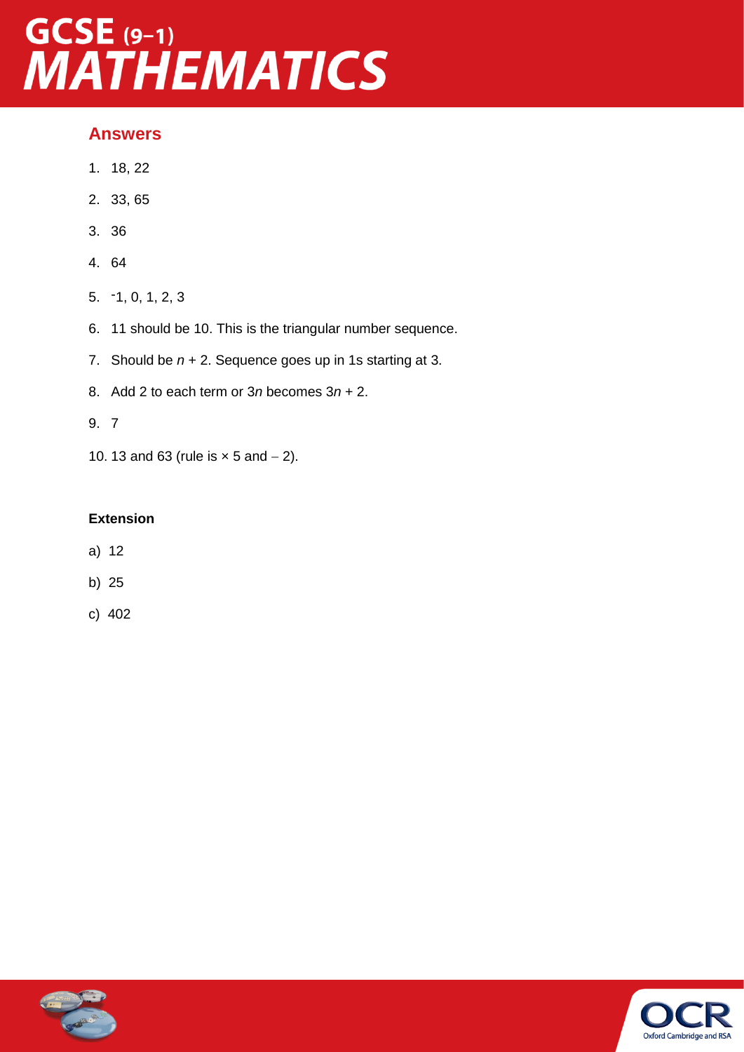## Answers

1. 18, 22
2. 33, 65
3. 36
4. 64
5. $^-1$, 0, 1, 2, 3
6. 11 should be 10. This is the triangular number sequence.
7. Should be $n + 2$. Sequence goes up in 1s starting at 3.
8. Add 2 to each term or $3n$ becomes $3n + 2$.
9. 7
10. 13 and 63 (rule is $\times$ 5 and $-$ 2).

**Extension**

a) 12

b) 25

c) 402